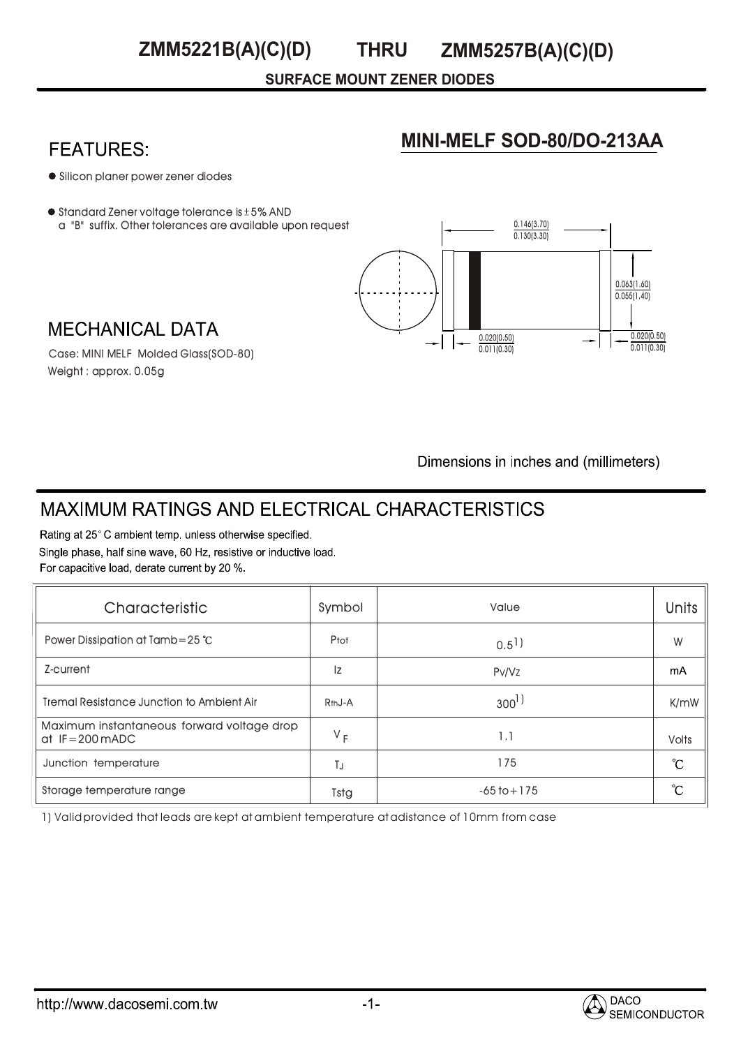# ZMM5221B(A)(C)(D) THRU ZMM5257B(A)(C)(D)

**SURFACE MOUNT ZENER DIODES**

## FEATURES:

- Silicon planer power zener diodes
- Standard Zener voltage tolerance is ±5% AND a "B" suffix. Other tolerances are available upon request

## MINI-MELF SOD-80/DO-213AA

0.146(3.70)
0.130(3.30)

0.063(1.60)
0.055(1.40)

0.020(0.50)
0.011(0.30)

0.020(0.50)
0.011(0.30)

Dimensions in inches and (millimeters)

## MECHANICAL DATA

Case: MINI MELF Molded Glass(SOD-80)
Weight : approx. 0.05g

## MAXIMUM RATINGS AND ELECTRICAL CHARACTERISTICS

Rating at 25° C ambient temp. unless otherwise specified.
Single phase, half sine wave, 60 Hz, resistive or inductive load.
For capacitive load, derate current by 20 %.

| Characteristic | Symbol | Value | Units |
|---|---|---|---|
| Power Dissipation at Tamb=25 ℃ | $P_{tot}$ | 0.5[1)] | W |
| Z-current | Iz | Pv/Vz | mA |
| Tremal Resistance Junction to Ambient Air | $R_{thJ-A}$ | 300[1)] | K/mW |
| Maximum instantaneous forward voltage drop at IF=200 mADC | $V_F$ | 1.1 | Volts |
| Junction temperature | $T_J$ | 175 | ℃ |
| Storage temperature range | Tstg | -65 to+175 | ℃ |

1) Valid provided that leads are kept at ambient temperature at a distance of 10mm from case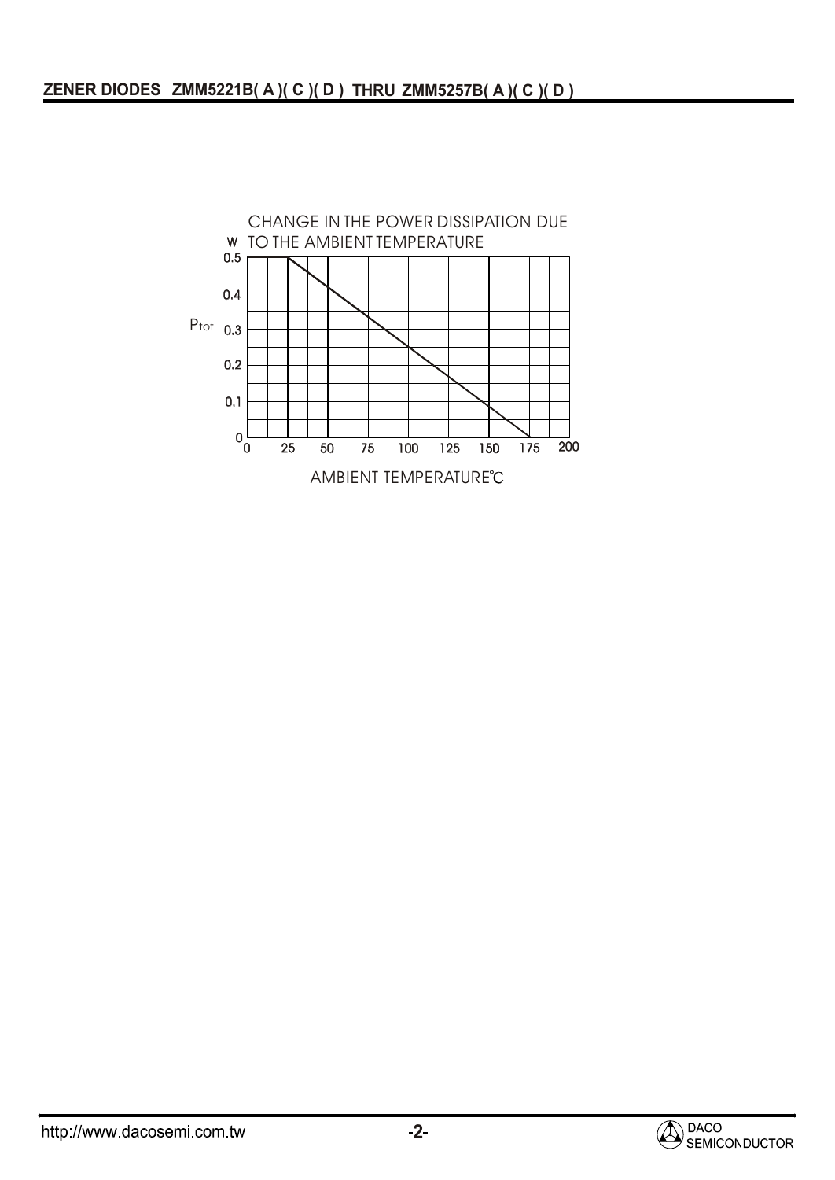CHANGE IN THE POWER DISSIPATION DUE TO THE AMBIENT TEMPERATURE

W

0.5

0.4

$P_{tot}$ 0.3

0.2

0.1

0

0 25 50 75 100 125 150 175 200

AMBIENT TEMPERATURE℃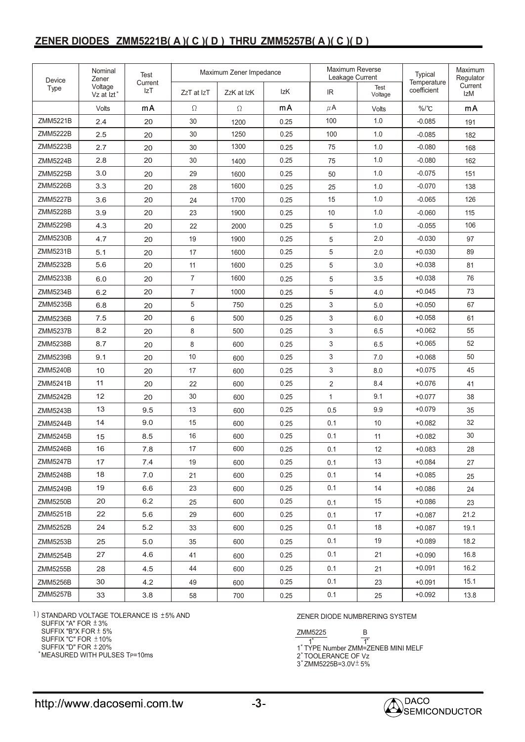## ZENER DIODES ZMM5221B( A )( C )( D ) THRU ZMM5257B( A )( C )( D )

| Device Type | Nominal Zener Voltage Vz at Izt* | Test Current IzT | Maximum Zener Impedance | | | Maximum Reverse Leakage Current | | Typical Temperature coefficient | Maximum Regulator Current IzM |
|---|---|---|---|---|---|---|---|---|---|
| | | | ZzT at IzT | ZzK at IzK | IzK | IR | Test Voltage | | |
| | Volts | mA | Ω | Ω | mA | μA | Volts | %/℃ | mA |
| ZMM5221B | 2.4 | 20 | 30 | 1200 | 0.25 | 100 | 1.0 | -0.085 | 191 |
| ZMM5222B | 2.5 | 20 | 30 | 1250 | 0.25 | 100 | 1.0 | -0.085 | 182 |
| ZMM5223B | 2.7 | 20 | 30 | 1300 | 0.25 | 75 | 1.0 | -0.080 | 168 |
| ZMM5224B | 2.8 | 20 | 30 | 1400 | 0.25 | 75 | 1.0 | -0.080 | 162 |
| ZMM5225B | 3.0 | 20 | 29 | 1600 | 0.25 | 50 | 1.0 | -0.075 | 151 |
| ZMM5226B | 3.3 | 20 | 28 | 1600 | 0.25 | 25 | 1.0 | -0.070 | 138 |
| ZMM5227B | 3.6 | 20 | 24 | 1700 | 0.25 | 15 | 1.0 | -0.065 | 126 |
| ZMM5228B | 3.9 | 20 | 23 | 1900 | 0.25 | 10 | 1.0 | -0.060 | 115 |
| ZMM5229B | 4.3 | 20 | 22 | 2000 | 0.25 | 5 | 1.0 | -0.055 | 106 |
| ZMM5230B | 4.7 | 20 | 19 | 1900 | 0.25 | 5 | 2.0 | -0.030 | 97 |
| ZMM5231B | 5.1 | 20 | 17 | 1600 | 0.25 | 5 | 2.0 | +0.030 | 89 |
| ZMM5232B | 5.6 | 20 | 11 | 1600 | 0.25 | 5 | 3.0 | +0.038 | 81 |
| ZMM5233B | 6.0 | 20 | 7 | 1600 | 0.25 | 5 | 3.5 | +0.038 | 76 |
| ZMM5234B | 6.2 | 20 | 7 | 1000 | 0.25 | 5 | 4.0 | +0.045 | 73 |
| ZMM5235B | 6.8 | 20 | 5 | 750 | 0.25 | 3 | 5.0 | +0.050 | 67 |
| ZMM5236B | 7.5 | 20 | 6 | 500 | 0.25 | 3 | 6.0 | +0.058 | 61 |
| ZMM5237B | 8.2 | 20 | 8 | 500 | 0.25 | 3 | 6.5 | +0.062 | 55 |
| ZMM5238B | 8.7 | 20 | 8 | 600 | 0.25 | 3 | 6.5 | +0.065 | 52 |
| ZMM5239B | 9.1 | 20 | 10 | 600 | 0.25 | 3 | 7.0 | +0.068 | 50 |
| ZMM5240B | 10 | 20 | 17 | 600 | 0.25 | 3 | 8.0 | +0.075 | 45 |
| ZMM5241B | 11 | 20 | 22 | 600 | 0.25 | 2 | 8.4 | +0.076 | 41 |
| ZMM5242B | 12 | 20 | 30 | 600 | 0.25 | 1 | 9.1 | +0.077 | 38 |
| ZMM5243B | 13 | 9.5 | 13 | 600 | 0.25 | 0.5 | 9.9 | +0.079 | 35 |
| ZMM5244B | 14 | 9.0 | 15 | 600 | 0.25 | 0.1 | 10 | +0.082 | 32 |
| ZMM5245B | 15 | 8.5 | 16 | 600 | 0.25 | 0.1 | 11 | +0.082 | 30 |
| ZMM5246B | 16 | 7.8 | 17 | 600 | 0.25 | 0.1 | 12 | +0.083 | 28 |
| ZMM5247B | 17 | 7.4 | 19 | 600 | 0.25 | 0.1 | 13 | +0.084 | 27 |
| ZMM5248B | 18 | 7.0 | 21 | 600 | 0.25 | 0.1 | 14 | +0.085 | 25 |
| ZMM5249B | 19 | 6.6 | 23 | 600 | 0.25 | 0.1 | 14 | +0.086 | 24 |
| ZMM5250B | 20 | 6.2 | 25 | 600 | 0.25 | 0.1 | 15 | +0.086 | 23 |
| ZMM5251B | 22 | 5.6 | 29 | 600 | 0.25 | 0.1 | 17 | +0.087 | 21.2 |
| ZMM5252B | 24 | 5.2 | 33 | 600 | 0.25 | 0.1 | 18 | +0.087 | 19.1 |
| ZMM5253B | 25 | 5.0 | 35 | 600 | 0.25 | 0.1 | 19 | +0.089 | 18.2 |
| ZMM5254B | 27 | 4.6 | 41 | 600 | 0.25 | 0.1 | 21 | +0.090 | 16.8 |
| ZMM5255B | 28 | 4.5 | 44 | 600 | 0.25 | 0.1 | 21 | +0.091 | 16.2 |
| ZMM5256B | 30 | 4.2 | 49 | 600 | 0.25 | 0.1 | 23 | +0.091 | 15.1 |
| ZMM5257B | 33 | 3.8 | 58 | 700 | 0.25 | 0.1 | 25 | +0.092 | 13.8 |

1) STANDARD VOLTAGE TOLERANCE IS ±5% AND
SUFFIX "A" FOR ±3%
SUFFIX "B"X FOR ± 5%
SUFFIX "C" FOR ±10%
SUFFIX "D" FOR ±20%
*MEASURED WITH PULSES Tp=10ms

ZENER DIODE NUMBRERING SYSTEM

ZMM5225 B
1* 1*
1* TYPE Number ZMM=ZENEB MINI MELF
2* TOOLERANCE OF Vz
3* ZMM5225B=3.0V± 5%